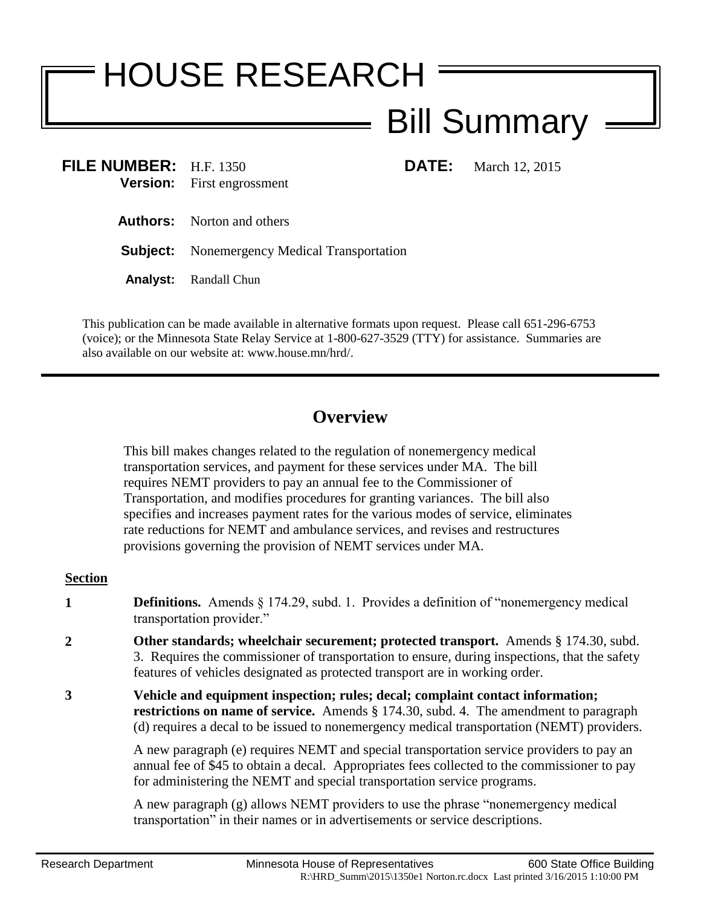# HOUSE RESEARCH

## Bill Summary

**FILE NUMBER:** H.F. 1350 **DATE:** March 12, 2015
**Version:** First engrossment

**Authors:** Norton and others

**Subject:** Nonemergency Medical Transportation

**Analyst:** Randall Chun

This publication can be made available in alternative formats upon request. Please call 651-296-6753 (voice); or the Minnesota State Relay Service at 1-800-627-3529 (TTY) for assistance. Summaries are also available on our website at: www.house.mn/hrd/.

---

## Overview

This bill makes changes related to the regulation of nonemergency medical transportation services, and payment for these services under MA. The bill requires NEMT providers to pay an annual fee to the Commissioner of Transportation, and modifies procedures for granting variances. The bill also specifies and increases payment rates for the various modes of service, eliminates rate reductions for NEMT and ambulance services, and revises and restructures provisions governing the provision of NEMT services under MA.

**Section**

**1** **Definitions.** Amends § 174.29, subd. 1. Provides a definition of "nonemergency medical transportation provider."

**2** **Other standards; wheelchair securement; protected transport.** Amends § 174.30, subd. 3. Requires the commissioner of transportation to ensure, during inspections, that the safety features of vehicles designated as protected transport are in working order.

**3** **Vehicle and equipment inspection; rules; decal; complaint contact information; restrictions on name of service.** Amends § 174.30, subd. 4. The amendment to paragraph (d) requires a decal to be issued to nonemergency medical transportation (NEMT) providers.

A new paragraph (e) requires NEMT and special transportation service providers to pay an annual fee of $45 to obtain a decal. Appropriates fees collected to the commissioner to pay for administering the NEMT and special transportation service programs.

A new paragraph (g) allows NEMT providers to use the phrase "nonemergency medical transportation" in their names or in advertisements or service descriptions.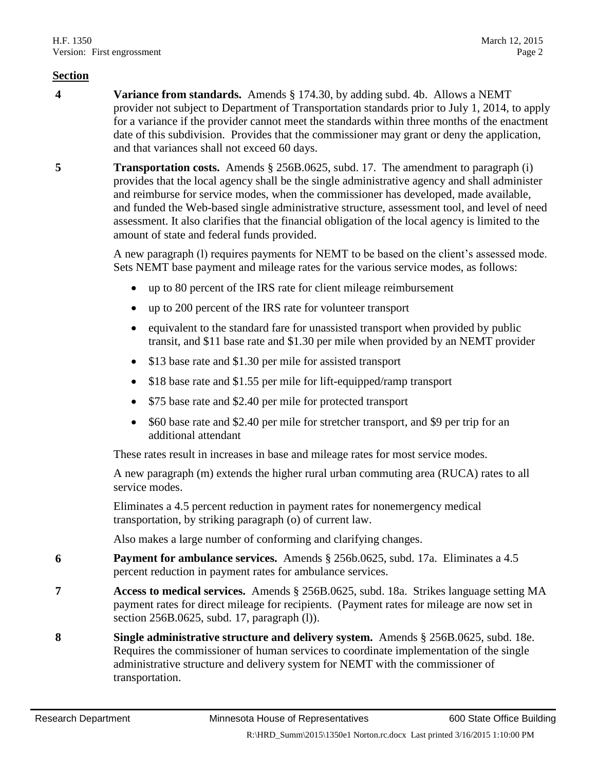**Section**

**4** **Variance from standards.** Amends § 174.30, by adding subd. 4b. Allows a NEMT provider not subject to Department of Transportation standards prior to July 1, 2014, to apply for a variance if the provider cannot meet the standards within three months of the enactment date of this subdivision. Provides that the commissioner may grant or deny the application, and that variances shall not exceed 60 days.

**5** **Transportation costs.** Amends § 256B.0625, subd. 17. The amendment to paragraph (i) provides that the local agency shall be the single administrative agency and shall administer and reimburse for service modes, when the commissioner has developed, made available, and funded the Web-based single administrative structure, assessment tool, and level of need assessment. It also clarifies that the financial obligation of the local agency is limited to the amount of state and federal funds provided.

A new paragraph (l) requires payments for NEMT to be based on the client's assessed mode. Sets NEMT base payment and mileage rates for the various service modes, as follows:

- up to 80 percent of the IRS rate for client mileage reimbursement
- up to 200 percent of the IRS rate for volunteer transport
- equivalent to the standard fare for unassisted transport when provided by public transit, and $11 base rate and $1.30 per mile when provided by an NEMT provider
- $13 base rate and $1.30 per mile for assisted transport
- $18 base rate and $1.55 per mile for lift-equipped/ramp transport
- $75 base rate and $2.40 per mile for protected transport
- $60 base rate and $2.40 per mile for stretcher transport, and $9 per trip for an additional attendant

These rates result in increases in base and mileage rates for most service modes.

A new paragraph (m) extends the higher rural urban commuting area (RUCA) rates to all service modes.

Eliminates a 4.5 percent reduction in payment rates for nonemergency medical transportation, by striking paragraph (o) of current law.

Also makes a large number of conforming and clarifying changes.

**6** **Payment for ambulance services.** Amends § 256b.0625, subd. 17a. Eliminates a 4.5 percent reduction in payment rates for ambulance services.

**7** **Access to medical services.** Amends § 256B.0625, subd. 18a. Strikes language setting MA payment rates for direct mileage for recipients. (Payment rates for mileage are now set in section 256B.0625, subd. 17, paragraph (l)).

**8** **Single administrative structure and delivery system.** Amends § 256B.0625, subd. 18e. Requires the commissioner of human services to coordinate implementation of the single administrative structure and delivery system for NEMT with the commissioner of transportation.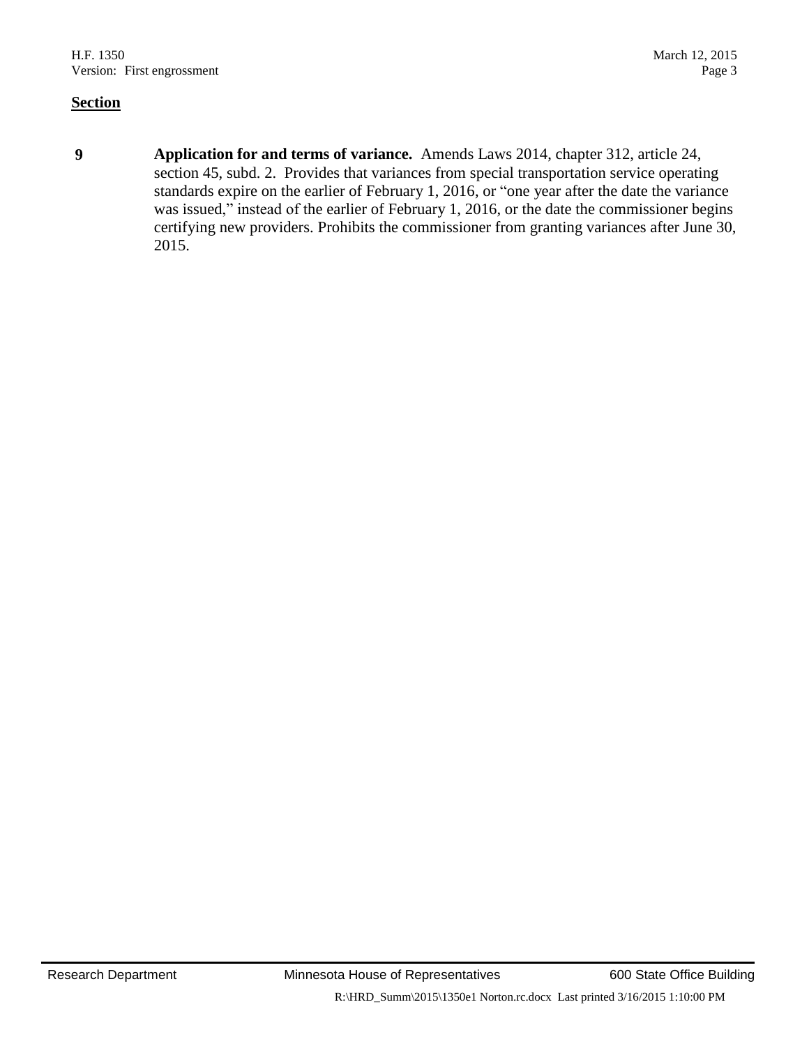**Section**

**9** **Application for and terms of variance.** Amends Laws 2014, chapter 312, article 24, section 45, subd. 2. Provides that variances from special transportation service operating standards expire on the earlier of February 1, 2016, or "one year after the date the variance was issued," instead of the earlier of February 1, 2016, or the date the commissioner begins certifying new providers. Prohibits the commissioner from granting variances after June 30, 2015.